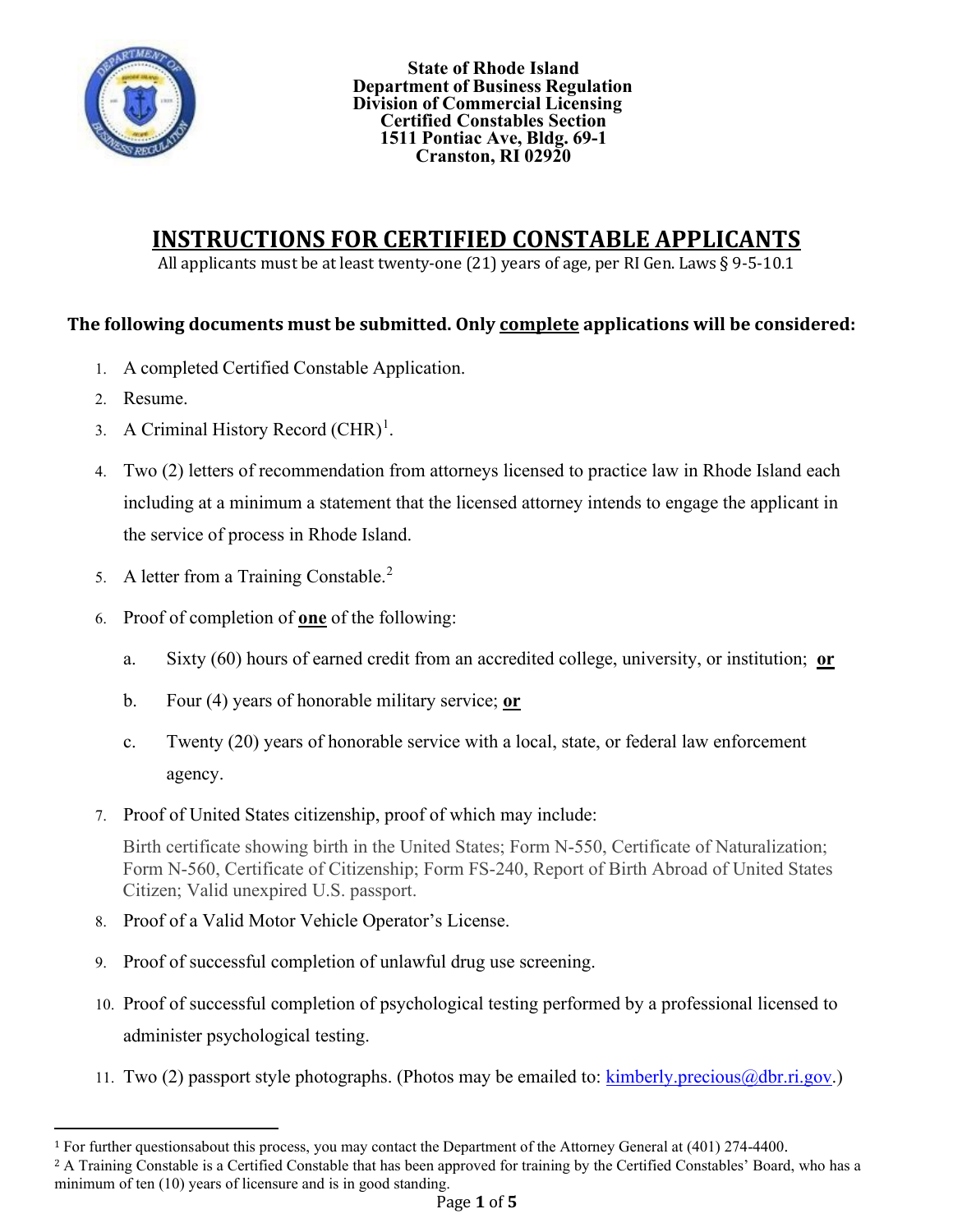**State of Rhode Island**
**Department of Business Regulation**
**Division of Commercial Licensing**
**Certified Constables Section**
**1511 Pontiac Ave, Bldg. 69-1**
**Cranston, RI 02920**

# INSTRUCTIONS FOR CERTIFIED CONSTABLE APPLICANTS

All applicants must be at least twenty-one (21) years of age, per RI Gen. Laws § 9-5-10.1

### The following documents must be submitted. Only complete applications will be considered:

1. A completed Certified Constable Application.
2. Resume.
3. A Criminal History Record (CHR)[1].
4. Two (2) letters of recommendation from attorneys licensed to practice law in Rhode Island each including at a minimum a statement that the licensed attorney intends to engage the applicant in the service of process in Rhode Island.
5. A letter from a Training Constable.[2]
6. Proof of completion of **one** of the following:
   a. Sixty (60) hours of earned credit from an accredited college, university, or institution; **or**
   b. Four (4) years of honorable military service; **or**
   c. Twenty (20) years of honorable service with a local, state, or federal law enforcement agency.
7. Proof of United States citizenship, proof of which may include:

   Birth certificate showing birth in the United States; Form N-550, Certificate of Naturalization; Form N-560, Certificate of Citizenship; Form FS-240, Report of Birth Abroad of United States Citizen; Valid unexpired U.S. passport.
8. Proof of a Valid Motor Vehicle Operator's License.
9. Proof of successful completion of unlawful drug use screening.
10. Proof of successful completion of psychological testing performed by a professional licensed to administer psychological testing.
11. Two (2) passport style photographs. (Photos may be emailed to: kimberly.precious@dbr.ri.gov.)

---

[1] For further questionsabout this process, you may contact the Department of the Attorney General at (401) 274-4400.

[2] A Training Constable is a Certified Constable that has been approved for training by the Certified Constables' Board, who has a minimum of ten (10) years of licensure and is in good standing.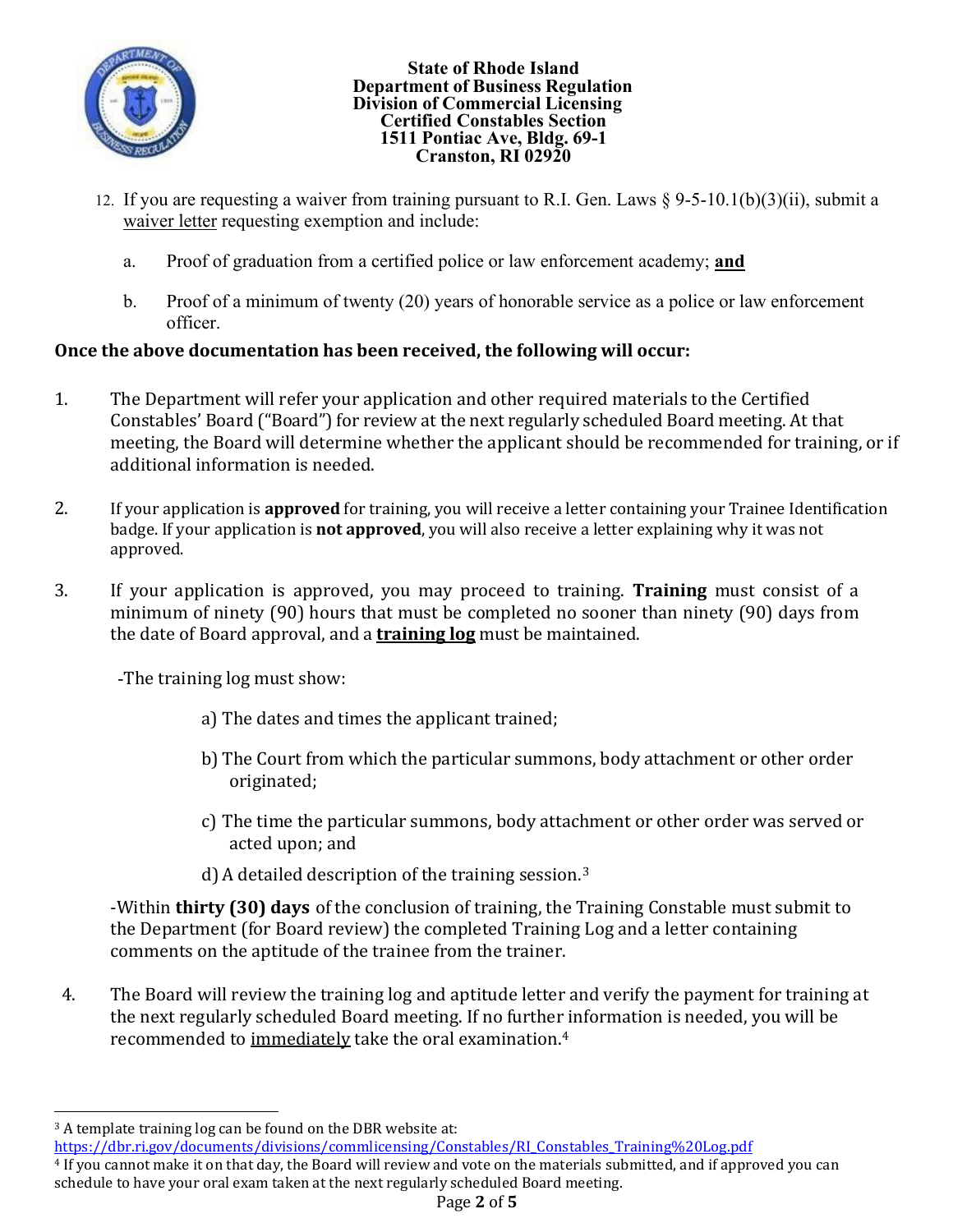State of Rhode Island
Department of Business Regulation
Division of Commercial Licensing
Certified Constables Section
1511 Pontiac Ave, Bldg. 69-1
Cranston, RI 02920

12. If you are requesting a waiver from training pursuant to R.I. Gen. Laws § 9-5-10.1(b)(3)(ii), submit a waiver letter requesting exemption and include:

    a. Proof of graduation from a certified police or law enforcement academy; **and**

    b. Proof of a minimum of twenty (20) years of honorable service as a police or law enforcement officer.

**Once the above documentation has been received, the following will occur:**

1. The Department will refer your application and other required materials to the Certified Constables' Board ("Board") for review at the next regularly scheduled Board meeting. At that meeting, the Board will determine whether the applicant should be recommended for training, or if additional information is needed.

2. If your application is **approved** for training, you will receive a letter containing your Trainee Identification badge. If your application is **not approved**, you will also receive a letter explaining why it was not approved.

3. If your application is approved, you may proceed to training. **Training** must consist of a minimum of ninety (90) hours that must be completed no sooner than ninety (90) days from the date of Board approval, and a **training log** must be maintained.

   -The training log must show:

   a) The dates and times the applicant trained;

   b) The Court from which the particular summons, body attachment or other order originated;

   c) The time the particular summons, body attachment or other order was served or acted upon; and

   d) A detailed description of the training session.[3]

   -Within **thirty (30) days** of the conclusion of training, the Training Constable must submit to the Department (for Board review) the completed Training Log and a letter containing comments on the aptitude of the trainee from the trainer.

4. The Board will review the training log and aptitude letter and verify the payment for training at the next regularly scheduled Board meeting. If no further information is needed, you will be recommended to immediately take the oral examination.[4]

---

[3] A template training log can be found on the DBR website at: https://dbr.ri.gov/documents/divisions/commlicensing/Constables/RI_Constables_Training%20Log.pdf

[4] If you cannot make it on that day, the Board will review and vote on the materials submitted, and if approved you can schedule to have your oral exam taken at the next regularly scheduled Board meeting.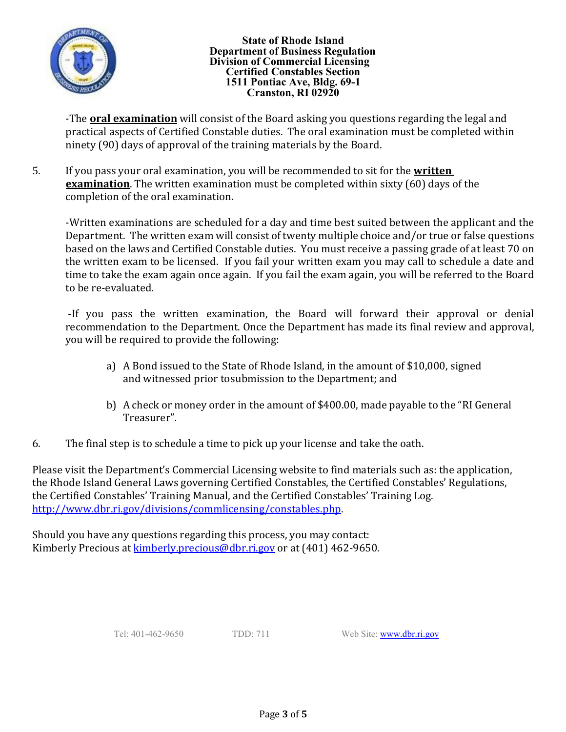-The **oral examination** will consist of the Board asking you questions regarding the legal and practical aspects of Certified Constable duties. The oral examination must be completed within ninety (90) days of approval of the training materials by the Board.

5. If you pass your oral examination, you will be recommended to sit for the **written examination**. The written examination must be completed within sixty (60) days of the completion of the oral examination.

   -Written examinations are scheduled for a day and time best suited between the applicant and the Department. The written exam will consist of twenty multiple choice and/or true or false questions based on the laws and Certified Constable duties. You must receive a passing grade of at least 70 on the written exam to be licensed. If you fail your written exam you may call to schedule a date and time to take the exam again once again. If you fail the exam again, you will be referred to the Board to be re-evaluated.

   -If you pass the written examination, the Board will forward their approval or denial recommendation to the Department. Once the Department has made its final review and approval, you will be required to provide the following:

   a) A Bond issued to the State of Rhode Island, in the amount of $10,000, signed and witnessed prior tosubmission to the Department; and

   b) A check or money order in the amount of $400.00, made payable to the "RI General Treasurer".

6. The final step is to schedule a time to pick up your license and take the oath.

Please visit the Department's Commercial Licensing website to find materials such as: the application, the Rhode Island General Laws governing Certified Constables, the Certified Constables' Regulations, the Certified Constables' Training Manual, and the Certified Constables' Training Log. http://www.dbr.ri.gov/divisions/commlicensing/constables.php.

Should you have any questions regarding this process, you may contact:
Kimberly Precious at kimberly.precious@dbr.ri.gov or at (401) 462-9650.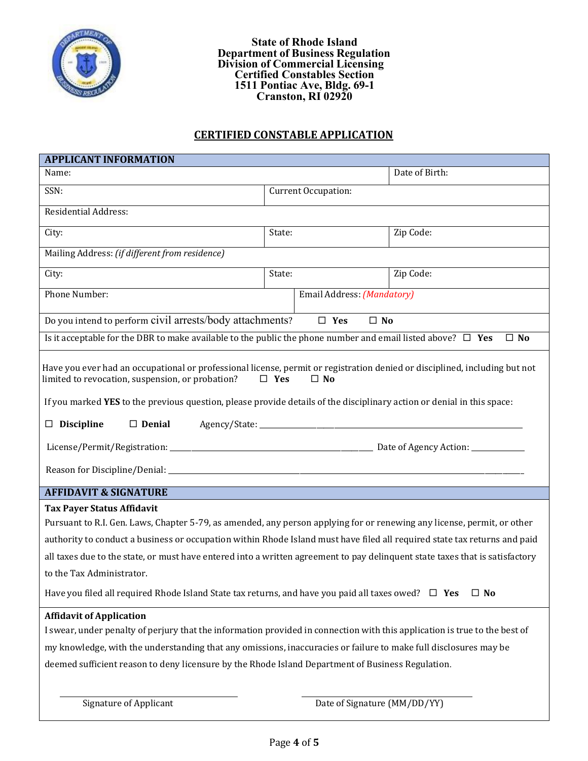**State of Rhode Island**
**Department of Business Regulation**
**Division of Commercial Licensing**
**Certified Constables Section**
**1511 Pontiac Ave, Bldg. 69-1**
**Cranston, RI 02920**

# CERTIFIED CONSTABLE APPLICATION

## APPLICANT INFORMATION

| Name: | | Date of Birth: |
|---|---|---|
| SSN: | Current Occupation: | |
| Residential Address: | | |
| City: | State: | Zip Code: |
| Mailing Address: *(if different from residence)* | | |
| City: | State: | Zip Code: |
| Phone Number: | Email Address: *(Mandatory)* | |

Do you intend to perform civil arrests/body attachments? ☐ **Yes** ☐ **No**

Is it acceptable for the DBR to make available to the public the phone number and email listed above? ☐ **Yes** ☐ **No**

Have you ever had an occupational or professional license, permit or registration denied or disciplined, including but not limited to revocation, suspension, or probation? ☐ **Yes** ☐ **No**

If you marked **YES** to the previous question, please provide details of the disciplinary action or denial in this space:

☐ **Discipline** ☐ **Denial** Agency/State: ____________________

License/Permit/Registration: ____________________ Date of Agency Action: ____________

Reason for Discipline/Denial: ____________________

## AFFIDAVIT & SIGNATURE

**Tax Payer Status Affidavit**

Pursuant to R.I. Gen. Laws, Chapter 5-79, as amended, any person applying for or renewing any license, permit, or other authority to conduct a business or occupation within Rhode Island must have filed all required state tax returns and paid all taxes due to the state, or must have entered into a written agreement to pay delinquent state taxes that is satisfactory to the Tax Administrator.

Have you filed all required Rhode Island State tax returns, and have you paid all taxes owed? ☐ **Yes** ☐ **No**

**Affidavit of Application**

I swear, under penalty of perjury that the information provided in connection with this application is true to the best of my knowledge, with the understanding that any omissions, inaccuracies or failure to make full disclosures may be deemed sufficient reason to deny licensure by the Rhode Island Department of Business Regulation.

______________________________ ______________________________

Signature of Applicant Date of Signature (MM/DD/YY)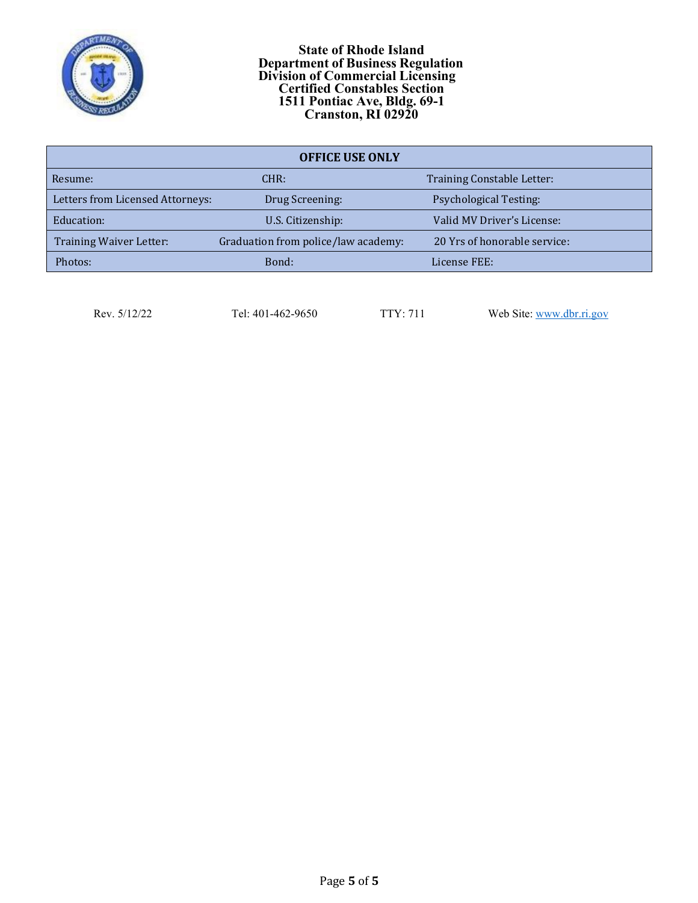**State of Rhode Island**
**Department of Business Regulation**
**Division of Commercial Licensing**
**Certified Constables Section**
**1511 Pontiac Ave, Bldg. 69-1**
**Cranston, RI 02920**

| OFFICE USE ONLY | | |
|---|---|---|
| Resume: | CHR: | Training Constable Letter: |
| Letters from Licensed Attorneys: | Drug Screening: | Psychological Testing: |
| Education: | U.S. Citizenship: | Valid MV Driver's License: |
| Training Waiver Letter: | Graduation from police/law academy: | 20 Yrs of honorable service: |
| Photos: | Bond: | License FEE: |

Rev. 5/12/22 Tel: 401-462-9650 TTY: 711 Web Site: www.dbr.ri.gov